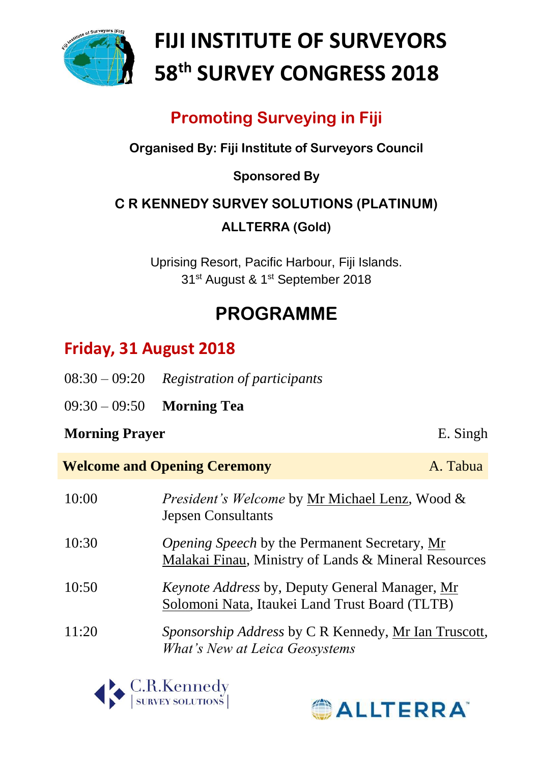# FIJI INSTITUTE OF SURVEYORS
# 58th SURVEY CONGRESS 2018

## Promoting Surveying in Fiji

**Organised By: Fiji Institute of Surveyors Council**

**Sponsored By**

**C R KENNEDY SURVEY SOLUTIONS (PLATINUM)**

**ALLTERRA (Gold)**

Uprising Resort, Pacific Harbour, Fiji Islands.
31st August & 1st September 2018

## PROGRAMME

### Friday, 31 August 2018

08:30 – 09:20 *Registration of participants*

09:30 – 09:50 **Morning Tea**

**Morning Prayer** E. Singh

**Welcome and Opening Ceremony** A. Tabua

| | |
|---|---|
| 10:00 | *President's Welcome* by Mr Michael Lenz, Wood & Jepsen Consultants |
| 10:30 | *Opening Speech* by the Permanent Secretary, Mr Malakai Finau, Ministry of Lands & Mineral Resources |
| 10:50 | *Keynote Address* by, Deputy General Manager, Mr Solomoni Nata, Itaukei Land Trust Board (TLTB) |
| 11:20 | *Sponsorship Address* by C R Kennedy, Mr Ian Truscott, *What's New at Leica Geosystems* |

C.R.Kennedy | SURVEY SOLUTIONS

ALLTERRA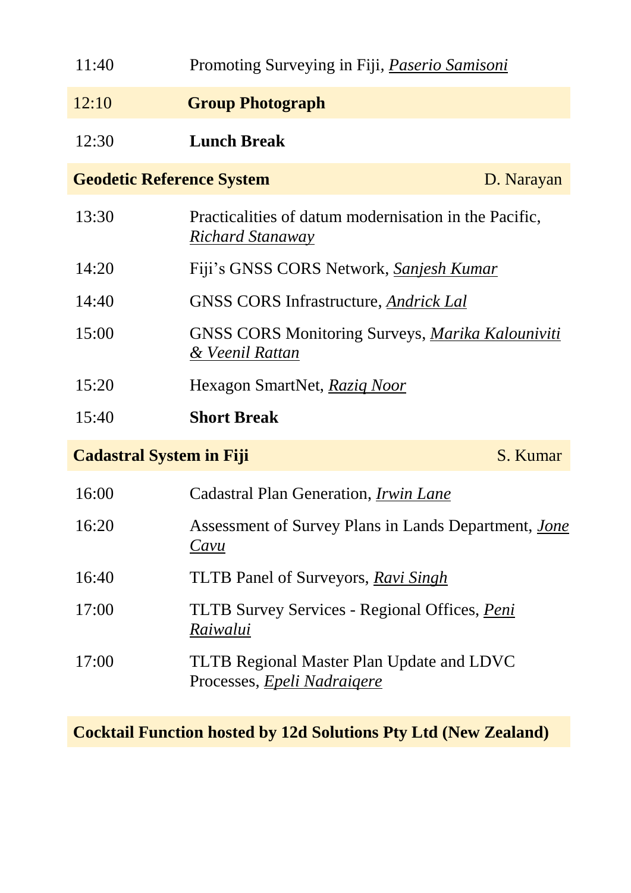| Time | Session |
|---|---|
| 11:40 | Promoting Surveying in Fiji, *Paserio Samisoni* |
| 12:10 | **Group Photograph** |
| 12:30 | **Lunch Break** |
| **Geodetic Reference System** | D. Narayan |
| 13:30 | Practicalities of datum modernisation in the Pacific, *Richard Stanaway* |
| 14:20 | Fiji's GNSS CORS Network, *Sanjesh Kumar* |
| 14:40 | GNSS CORS Infrastructure, *Andrick Lal* |
| 15:00 | GNSS CORS Monitoring Surveys, *Marika Kalouniviti & Veenil Rattan* |
| 15:20 | Hexagon SmartNet, *Raziq Noor* |
| 15:40 | **Short Break** |
| **Cadastral System in Fiji** | S. Kumar |
| 16:00 | Cadastral Plan Generation, *Irwin Lane* |
| 16:20 | Assessment of Survey Plans in Lands Department, *Jone Cavu* |
| 16:40 | TLTB Panel of Surveyors, *Ravi Singh* |
| 17:00 | TLTB Survey Services - Regional Offices, *Peni Raiwalui* |
| 17:00 | TLTB Regional Master Plan Update and LDVC Processes, *Epeli Nadraiqere* |

**Cocktail Function hosted by 12d Solutions Pty Ltd (New Zealand)**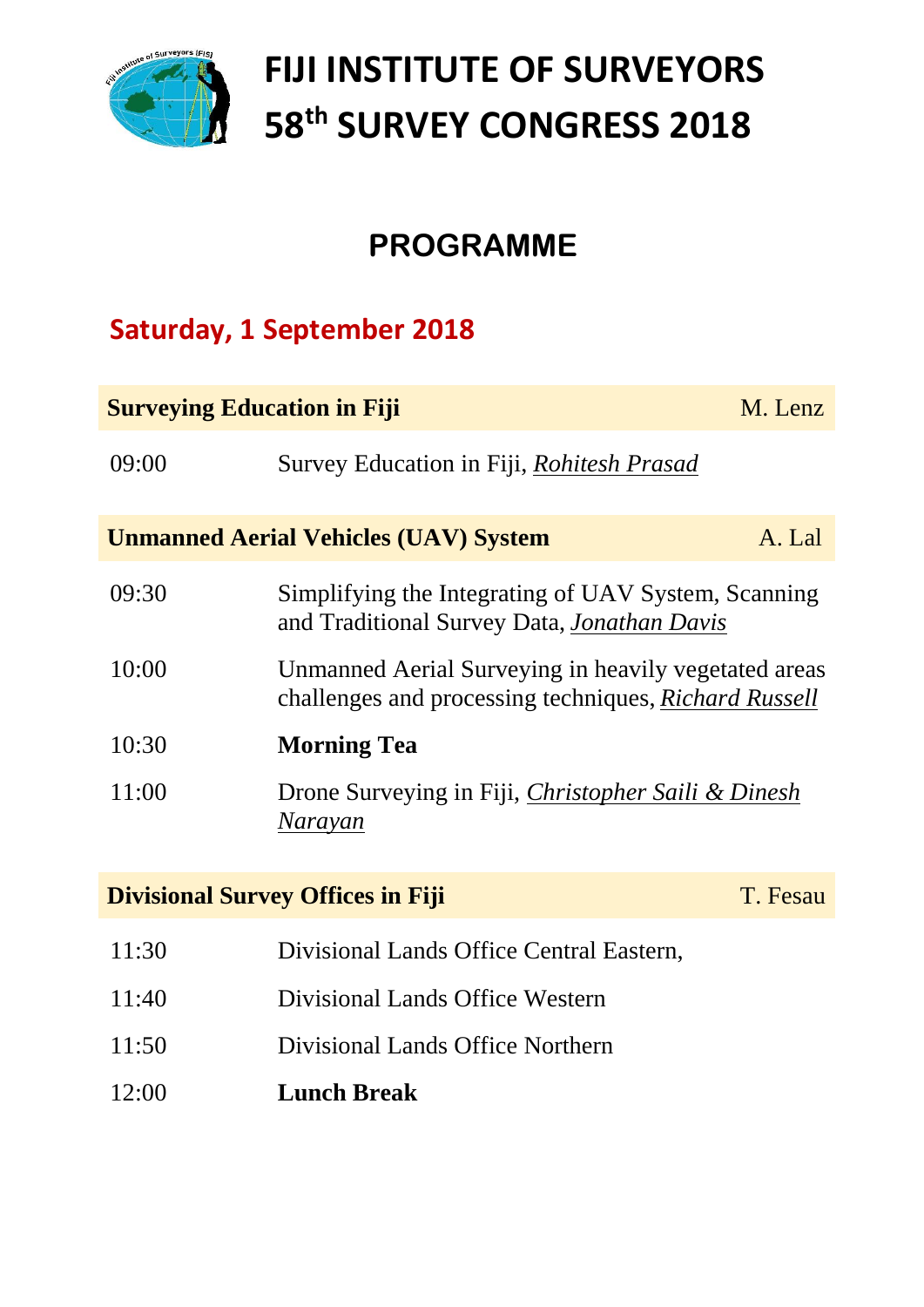# FIJI INSTITUTE OF SURVEYORS
# 58th SURVEY CONGRESS 2018

## PROGRAMME

### Saturday, 1 September 2018

| **Surveying Education in Fiji** | M. Lenz |
|---|---|
| 09:00 | Survey Education in Fiji, ***Rohitesh Prasad*** |

| **Unmanned Aerial Vehicles (UAV) System** | A. Lal |
|---|---|
| 09:30 | Simplifying the Integrating of UAV System, Scanning and Traditional Survey Data, ***Jonathan Davis*** |
| 10:00 | Unmanned Aerial Surveying in heavily vegetated areas challenges and processing techniques, ***Richard Russell*** |
| 10:30 | **Morning Tea** |
| 11:00 | Drone Surveying in Fiji, ***Christopher Saili & Dinesh Narayan*** |

| **Divisional Survey Offices in Fiji** | T. Fesau |
|---|---|
| 11:30 | Divisional Lands Office Central Eastern, |
| 11:40 | Divisional Lands Office Western |
| 11:50 | Divisional Lands Office Northern |
| 12:00 | **Lunch Break** |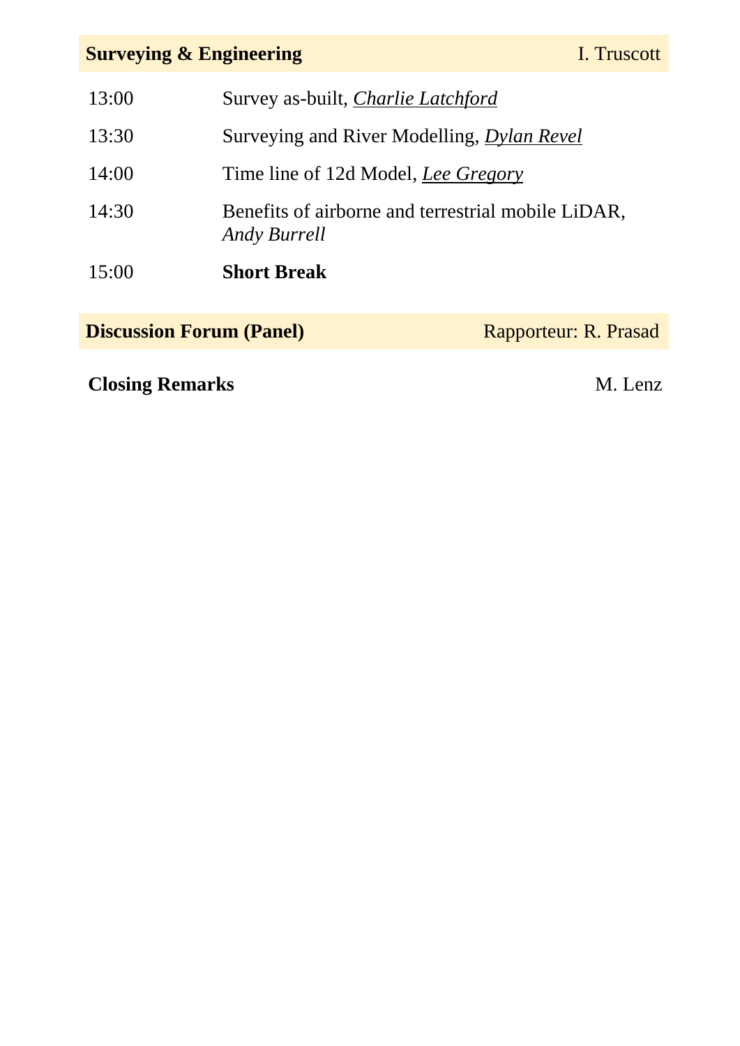**Surveying & Engineering** — I. Truscott

| | |
|---|---|
| 13:00 | Survey as-built, *Charlie Latchford* |
| 13:30 | Surveying and River Modelling, *Dylan Revel* |
| 14:00 | Time line of 12d Model, *Lee Gregory* |
| 14:30 | Benefits of airborne and terrestrial mobile LiDAR, *Andy Burrell* |
| 15:00 | **Short Break** |

**Discussion Forum (Panel)** — Rapporteur: R. Prasad

**Closing Remarks** — M. Lenz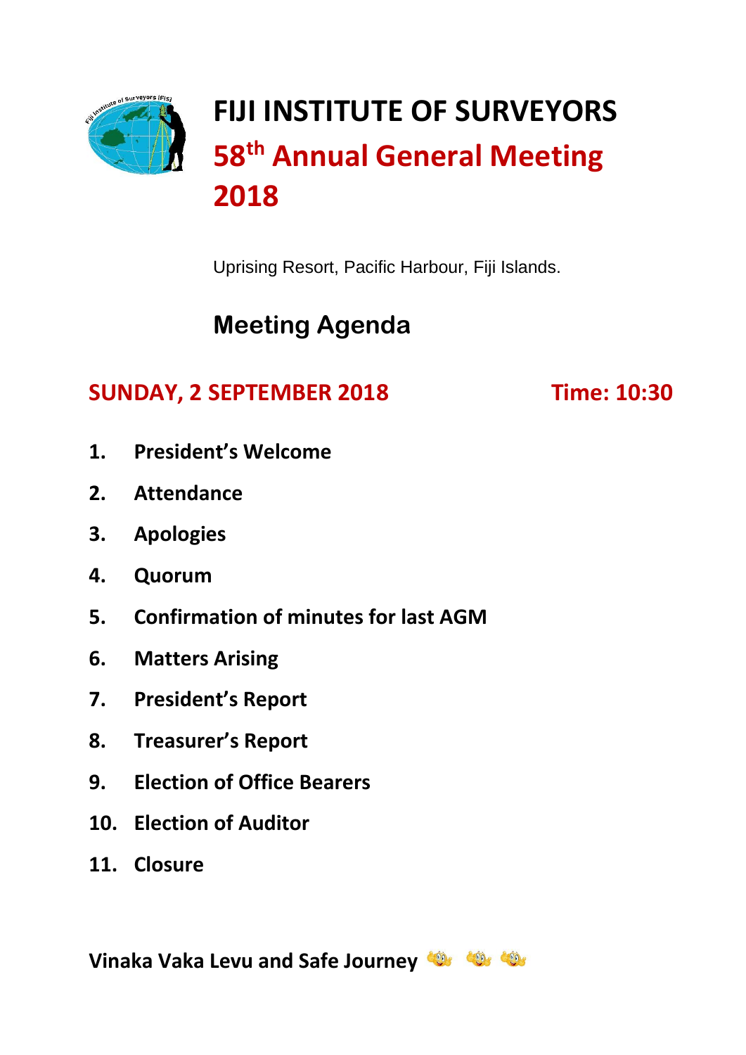# FIJI INSTITUTE OF SURVEYORS

## 58th Annual General Meeting 2018

Uprising Resort, Pacific Harbour, Fiji Islands.

## Meeting Agenda

**SUNDAY, 2 SEPTEMBER 2018** **Time: 10:30**

1. **President's Welcome**
2. **Attendance**
3. **Apologies**
4. **Quorum**
5. **Confirmation of minutes for last AGM**
6. **Matters Arising**
7. **President's Report**
8. **Treasurer's Report**
9. **Election of Office Bearers**
10. **Election of Auditor**
11. **Closure**

**Vinaka Vaka Levu and Safe Journey**